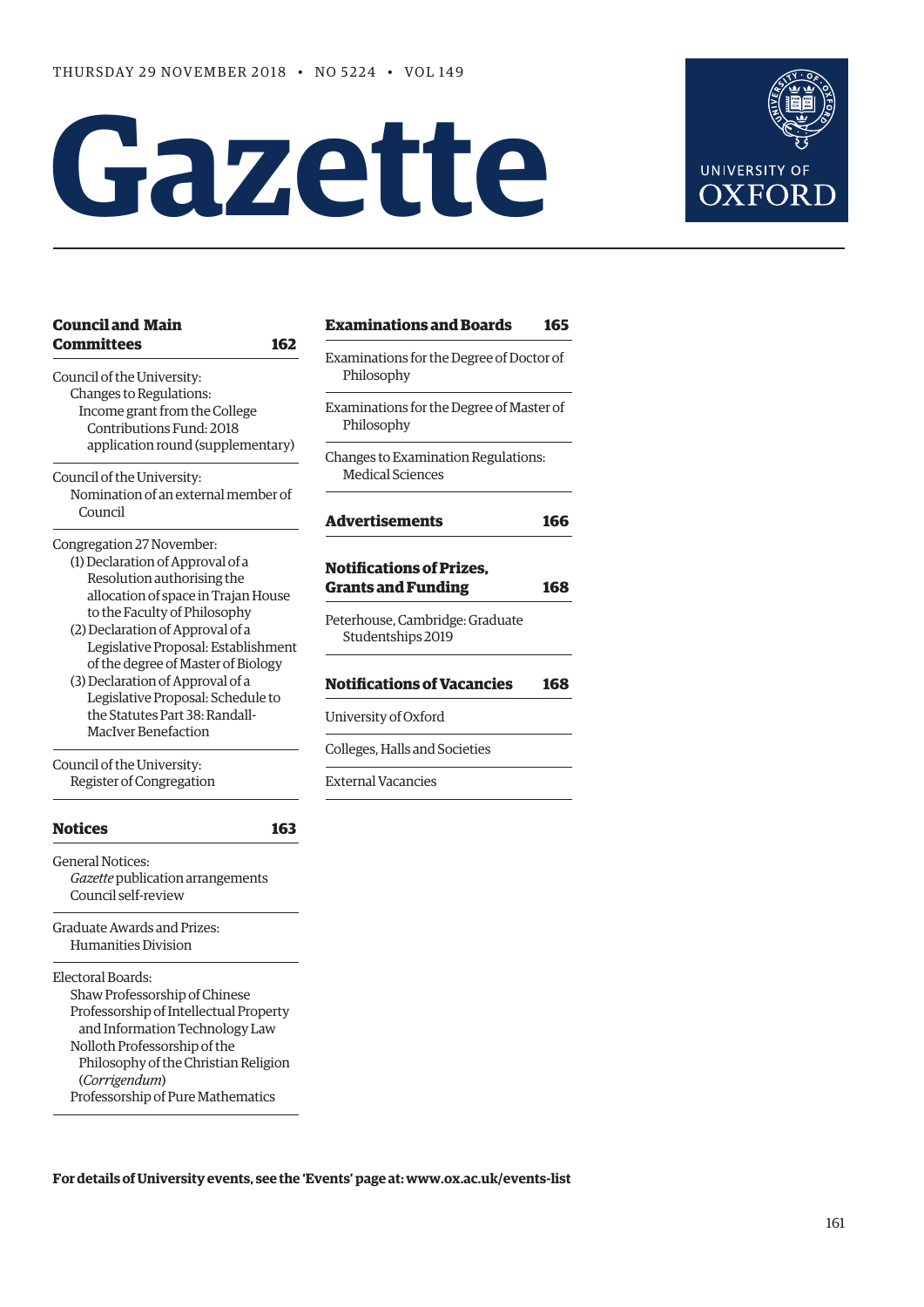THURSDAY 29 NOVEMBER 2018 • NO 5224 • VOL 149

# Gazette

UNIVERSITY OF OXFORD

## Council and Main Committees 162

Council of the University:
- Changes to Regulations:
  - Income grant from the College Contributions Fund: 2018 application round (supplementary)

Council of the University:
- Nomination of an external member of Council

Congregation 27 November:
- (1) Declaration of Approval of a Resolution authorising the allocation of space in Trajan House to the Faculty of Philosophy
- (2) Declaration of Approval of a Legislative Proposal: Establishment of the degree of Master of Biology
- (3) Declaration of Approval of a Legislative Proposal: Schedule to the Statutes Part 38: Randall-MacIver Benefaction

Council of the University:
- Register of Congregation

## Notices 163

General Notices:
- *Gazette* publication arrangements
- Council self-review

Graduate Awards and Prizes:
- Humanities Division

Electoral Boards:
- Shaw Professorship of Chinese
- Professorship of Intellectual Property and Information Technology Law
- Nolloth Professorship of the Philosophy of the Christian Religion (*Corrigendum*)
- Professorship of Pure Mathematics

## Examinations and Boards 165

Examinations for the Degree of Doctor of Philosophy

Examinations for the Degree of Master of Philosophy

Changes to Examination Regulations:
- Medical Sciences

## Advertisements 166

## Notifications of Prizes, Grants and Funding 168

Peterhouse, Cambridge: Graduate Studentships 2019

## Notifications of Vacancies 168

University of Oxford

Colleges, Halls and Societies

External Vacancies

**For details of University events, see the 'Events' page at: www.ox.ac.uk/events-list**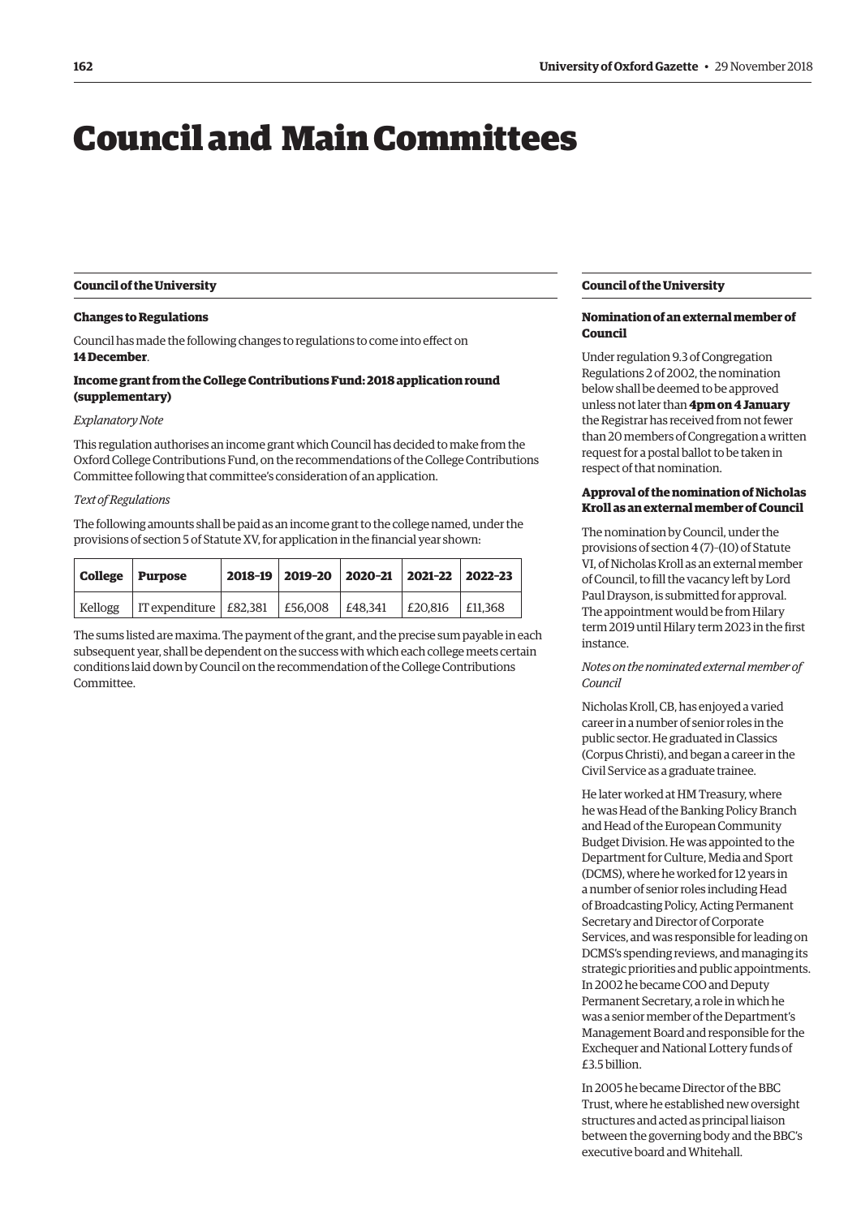# Council and Main Committees

## Council of the University

### Changes to Regulations

Council has made the following changes to regulations to come into effect on **14 December**.

#### Income grant from the College Contributions Fund: 2018 application round (supplementary)

*Explanatory Note*

This regulation authorises an income grant which Council has decided to make from the Oxford College Contributions Fund, on the recommendations of the College Contributions Committee following that committee's consideration of an application.

*Text of Regulations*

The following amounts shall be paid as an income grant to the college named, under the provisions of section 5 of Statute XV, for application in the financial year shown:

| College | Purpose | 2018–19 | 2019–20 | 2020–21 | 2021–22 | 2022–23 |
|---|---|---|---|---|---|---|
| Kellogg | IT expenditure | £82,381 | £56,008 | £48,341 | £20,816 | £11,368 |

The sums listed are maxima. The payment of the grant, and the precise sum payable in each subsequent year, shall be dependent on the success with which each college meets certain conditions laid down by Council on the recommendation of the College Contributions Committee.

## Council of the University

### Nomination of an external member of Council

Under regulation 9.3 of Congregation Regulations 2 of 2002, the nomination below shall be deemed to be approved unless not later than **4pm on 4 January** the Registrar has received from not fewer than 20 members of Congregation a written request for a postal ballot to be taken in respect of that nomination.

#### Approval of the nomination of Nicholas Kroll as an external member of Council

The nomination by Council, under the provisions of section 4 (7)–(10) of Statute VI, of Nicholas Kroll as an external member of Council, to fill the vacancy left by Lord Paul Drayson, is submitted for approval. The appointment would be from Hilary term 2019 until Hilary term 2023 in the first instance.

*Notes on the nominated external member of Council*

Nicholas Kroll, CB, has enjoyed a varied career in a number of senior roles in the public sector. He graduated in Classics (Corpus Christi), and began a career in the Civil Service as a graduate trainee.

He later worked at HM Treasury, where he was Head of the Banking Policy Branch and Head of the European Community Budget Division. He was appointed to the Department for Culture, Media and Sport (DCMS), where he worked for 12 years in a number of senior roles including Head of Broadcasting Policy, Acting Permanent Secretary and Director of Corporate Services, and was responsible for leading on DCMS's spending reviews, and managing its strategic priorities and public appointments. In 2002 he became COO and Deputy Permanent Secretary, a role in which he was a senior member of the Department's Management Board and responsible for the Exchequer and National Lottery funds of £3.5 billion.

In 2005 he became Director of the BBC Trust, where he established new oversight structures and acted as principal liaison between the governing body and the BBC's executive board and Whitehall.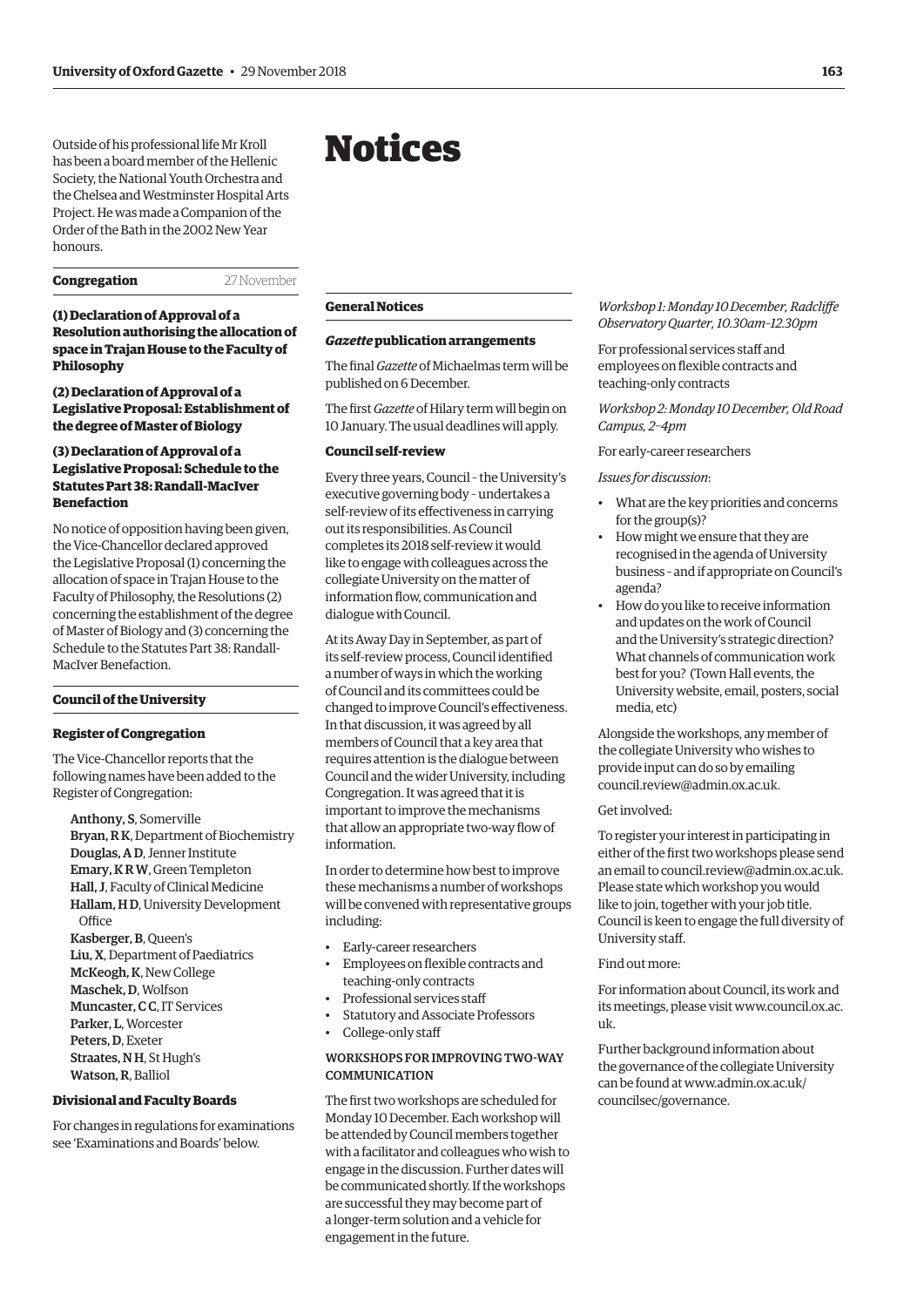Outside of his professional life Mr Kroll has been a board member of the Hellenic Society, the National Youth Orchestra and the Chelsea and Westminster Hospital Arts Project. He was made a Companion of the Order of the Bath in the 2002 New Year honours.

**Congregation** 27 November

**(1) Declaration of Approval of a Resolution authorising the allocation of space in Trajan House to the Faculty of Philosophy**

**(2) Declaration of Approval of a Legislative Proposal: Establishment of the degree of Master of Biology**

**(3) Declaration of Approval of a Legislative Proposal: Schedule to the Statutes Part 38: Randall-MacIver Benefaction**

No notice of opposition having been given, the Vice-Chancellor declared approved the Legislative Proposal (1) concerning the allocation of space in Trajan House to the Faculty of Philosophy, the Resolutions (2) concerning the establishment of the degree of Master of Biology and (3) concerning the Schedule to the Statutes Part 38: Randall-MacIver Benefaction.

**Council of the University**

**Register of Congregation**

The Vice-Chancellor reports that the following names have been added to the Register of Congregation:

**Anthony, S**, Somerville
**Bryan, R K**, Department of Biochemistry
**Douglas, A D**, Jenner Institute
**Emary, K R W**, Green Templeton
**Hall, J**, Faculty of Clinical Medicine
**Hallam, H D**, University Development Office
**Kasberger, B**, Queen's
**Liu, X**, Department of Paediatrics
**McKeogh, K**, New College
**Maschek, D**, Wolfson
**Muncaster, C C**, IT Services
**Parker, L**, Worcester
**Peters, D**, Exeter
**Straates, N H**, St Hugh's
**Watson, R**, Balliol

**Divisional and Faculty Boards**

For changes in regulations for examinations see 'Examinations and Boards' below.

# Notices

**General Notices**

***Gazette* publication arrangements**

The final *Gazette* of Michaelmas term will be published on 6 December.

The first *Gazette* of Hilary term will begin on 10 January. The usual deadlines will apply.

**Council self-review**

Every three years, Council – the University's executive governing body – undertakes a self-review of its effectiveness in carrying out its responsibilities. As Council completes its 2018 self-review it would like to engage with colleagues across the collegiate University on the matter of information flow, communication and dialogue with Council.

At its Away Day in September, as part of its self-review process, Council identified a number of ways in which the working of Council and its committees could be changed to improve Council's effectiveness. In that discussion, it was agreed by all members of Council that a key area that requires attention is the dialogue between Council and the wider University, including Congregation. It was agreed that it is important to improve the mechanisms that allow an appropriate two-way flow of information.

In order to determine how best to improve these mechanisms a number of workshops will be convened with representative groups including:

- Early-career researchers
- Employees on flexible contracts and teaching-only contracts
- Professional services staff
- Statutory and Associate Professors
- College-only staff

WORKSHOPS FOR IMPROVING TWO-WAY COMMUNICATION

The first two workshops are scheduled for Monday 10 December. Each workshop will be attended by Council members together with a facilitator and colleagues who wish to engage in the discussion. Further dates will be communicated shortly. If the workshops are successful they may become part of a longer-term solution and a vehicle for engagement in the future.

*Workshop 1: Monday 10 December, Radcliffe Observatory Quarter, 10.30am–12.30pm*

For professional services staff and employees on flexible contracts and teaching-only contracts

*Workshop 2: Monday 10 December, Old Road Campus, 2–4pm*

For early-career researchers

*Issues for discussion*:

- What are the key priorities and concerns for the group(s)?
- How might we ensure that they are recognised in the agenda of University business – and if appropriate on Council's agenda?
- How do you like to receive information and updates on the work of Council and the University's strategic direction? What channels of communication work best for you? (Town Hall events, the University website, email, posters, social media, etc)

Alongside the workshops, any member of the collegiate University who wishes to provide input can do so by emailing council.review@admin.ox.ac.uk.

Get involved:

To register your interest in participating in either of the first two workshops please send an email to council.review@admin.ox.ac.uk. Please state which workshop you would like to join, together with your job title. Council is keen to engage the full diversity of University staff.

Find out more:

For information about Council, its work and its meetings, please visit www.council.ox.ac.uk.

Further background information about the governance of the collegiate University can be found at www.admin.ox.ac.uk/councilsec/governance.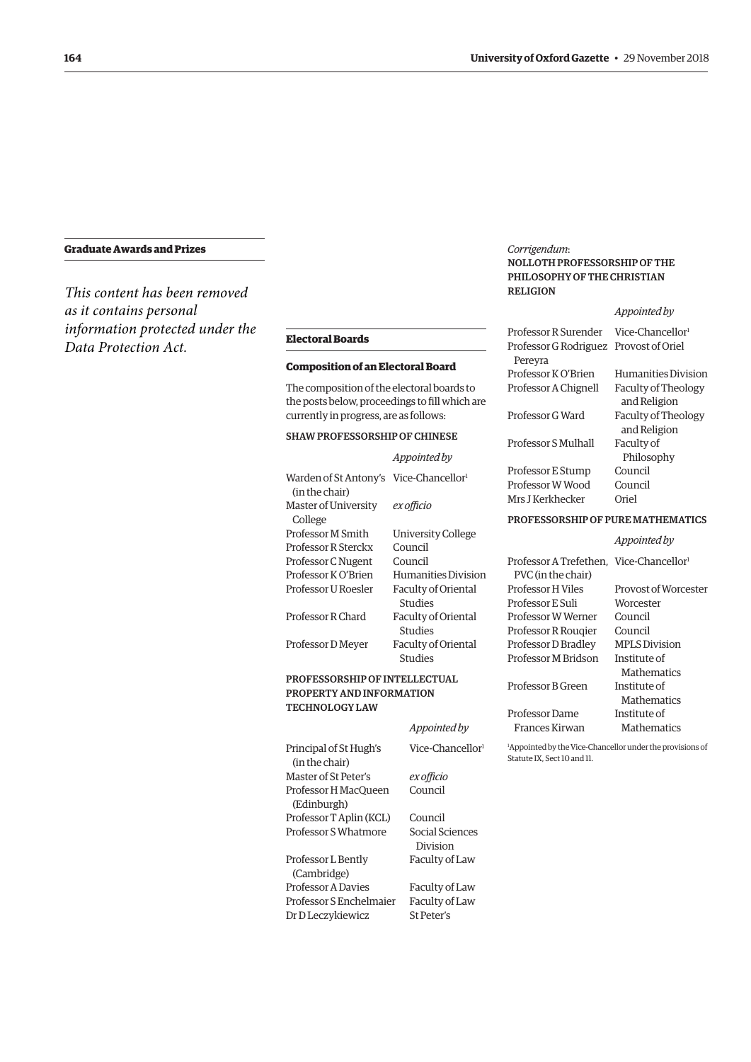## Graduate Awards and Prizes

*This content has been removed as it contains personal information protected under the Data Protection Act.*

## Electoral Boards

### Composition of an Electoral Board

The composition of the electoral boards to the posts below, proceedings to fill which are currently in progress, are as follows:

#### SHAW PROFESSORSHIP OF CHINESE

| | *Appointed by* |
|---|---|
| Warden of St Antony's (in the chair) | Vice-Chancellor[1] |
| Master of University College | *ex officio* |
| Professor M Smith | University College |
| Professor R Sterckx | Council |
| Professor C Nugent | Council |
| Professor K O'Brien | Humanities Division |
| Professor U Roesler | Faculty of Oriental Studies |
| Professor R Chard | Faculty of Oriental Studies |
| Professor D Meyer | Faculty of Oriental Studies |

#### PROFESSORSHIP OF INTELLECTUAL PROPERTY AND INFORMATION TECHNOLOGY LAW

| | *Appointed by* |
|---|---|
| Principal of St Hugh's (in the chair) | Vice-Chancellor[1] |
| Master of St Peter's | *ex officio* |
| Professor H MacQueen (Edinburgh) | Council |
| Professor T Aplin (KCL) | Council |
| Professor S Whatmore | Social Sciences Division |
| Professor L Bently (Cambridge) | Faculty of Law |
| Professor A Davies | Faculty of Law |
| Professor S Enchelmaier | Faculty of Law |
| Dr D Leczykiewicz | St Peter's |

*Corrigendum*:

#### NOLLOTH PROFESSORSHIP OF THE PHILOSOPHY OF THE CHRISTIAN RELIGION

| | *Appointed by* |
|---|---|
| Professor R Surender | Vice-Chancellor[1] |
| Professor G Rodriguez Pereyra | Provost of Oriel |
| Professor K O'Brien | Humanities Division |
| Professor A Chignell | Faculty of Theology and Religion |
| Professor G Ward | Faculty of Theology and Religion |
| Professor S Mulhall | Faculty of Philosophy |
| Professor E Stump | Council |
| Professor W Wood | Council |
| Mrs J Kerkhecker | Oriel |

#### PROFESSORSHIP OF PURE MATHEMATICS

| | *Appointed by* |
|---|---|
| Professor A Trefethen, PVC (in the chair) | Vice-Chancellor[1] |
| Professor H Viles | Provost of Worcester |
| Professor E Suli | Worcester |
| Professor W Werner | Council |
| Professor R Rouqier | Council |
| Professor D Bradley | MPLS Division |
| Professor M Bridson | Institute of Mathematics |
| Professor B Green | Institute of Mathematics |
| Professor Dame Frances Kirwan | Institute of Mathematics |

[1]Appointed by the Vice-Chancellor under the provisions of Statute IX, Sect 10 and 11.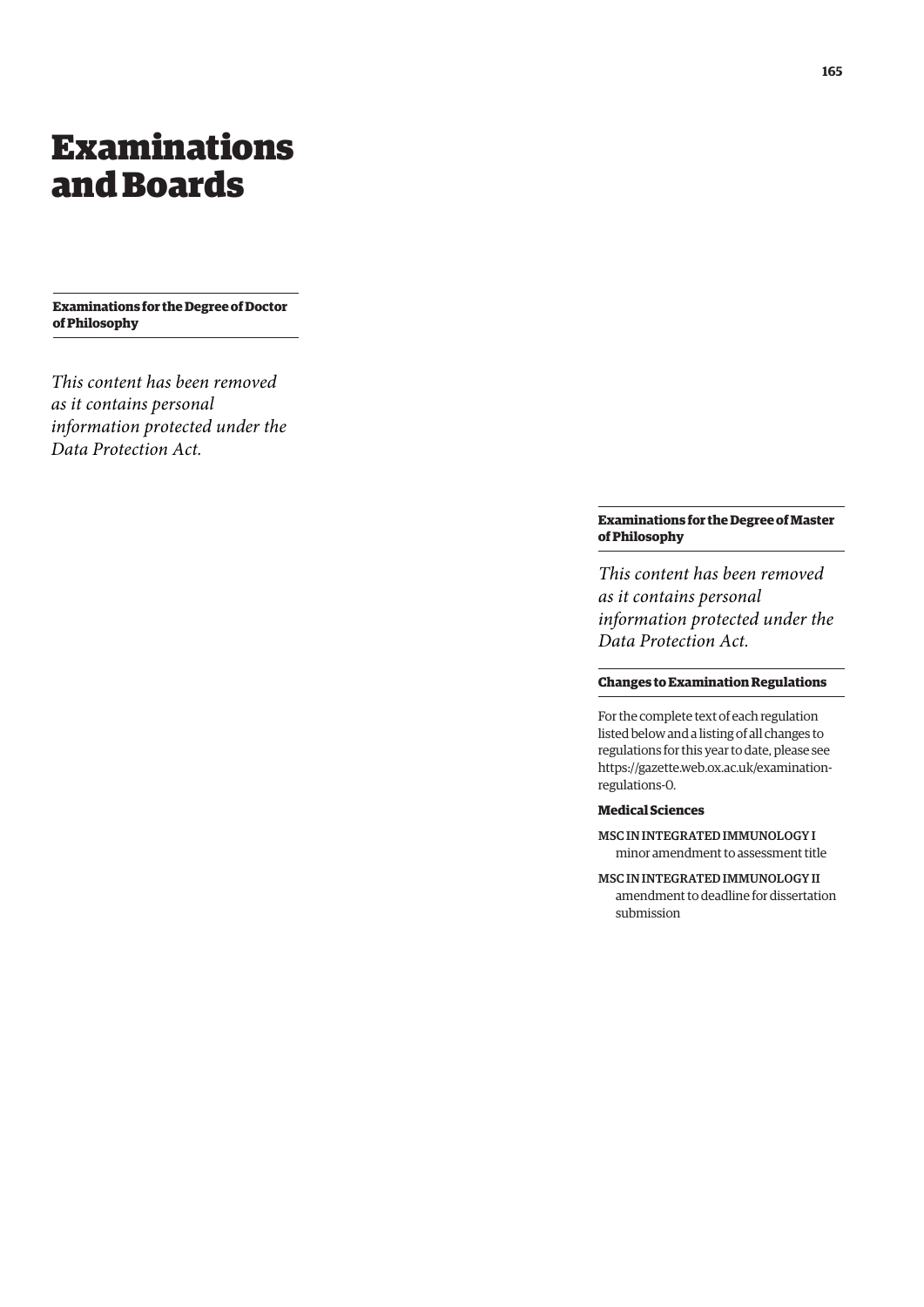# Examinations and Boards

### Examinations for the Degree of Doctor of Philosophy

*This content has been removed as it contains personal information protected under the Data Protection Act.*

### Examinations for the Degree of Master of Philosophy

*This content has been removed as it contains personal information protected under the Data Protection Act.*

### Changes to Examination Regulations

For the complete text of each regulation listed below and a listing of all changes to regulations for this year to date, please see https://gazette.web.ox.ac.uk/examination-regulations-0.

#### Medical Sciences

MSC IN INTEGRATED IMMUNOLOGY I
minor amendment to assessment title

MSC IN INTEGRATED IMMUNOLOGY II
amendment to deadline for dissertation submission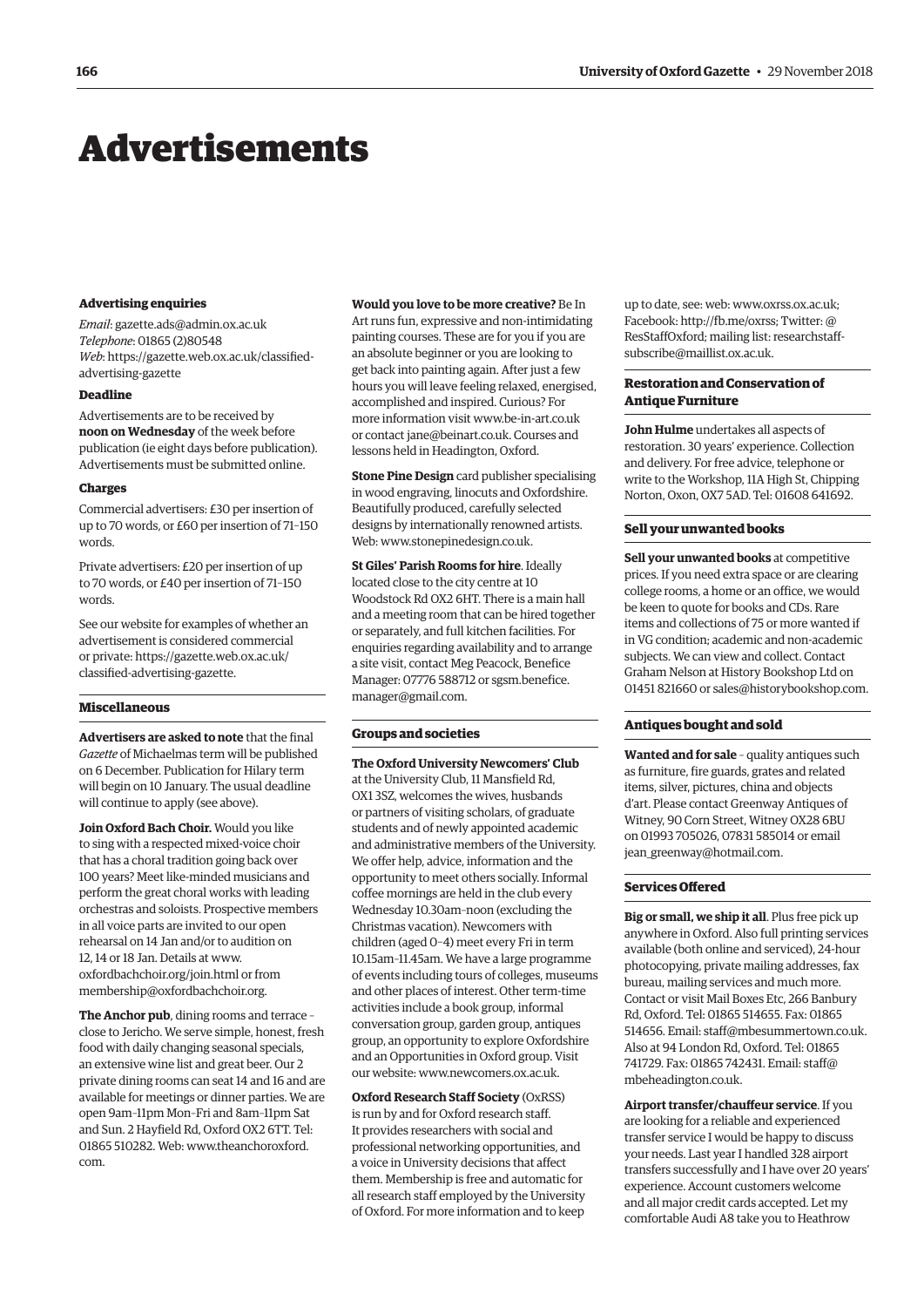# Advertisements

### Advertising enquiries

*Email*: gazette.ads@admin.ox.ac.uk
*Telephone*: 01865 (2)80548
*Web*: https://gazette.web.ox.ac.uk/classified-advertising-gazette

### Deadline

Advertisements are to be received by **noon on Wednesday** of the week before publication (ie eight days before publication). Advertisements must be submitted online.

### Charges

Commercial advertisers: £30 per insertion of up to 70 words, or £60 per insertion of 71–150 words.

Private advertisers: £20 per insertion of up to 70 words, or £40 per insertion of 71–150 words.

See our website for examples of whether an advertisement is considered commercial or private: https://gazette.web.ox.ac.uk/classified-advertising-gazette.

## Miscellaneous

**Advertisers are asked to note** that the final *Gazette* of Michaelmas term will be published on 6 December. Publication for Hilary term will begin on 10 January. The usual deadline will continue to apply (see above).

**Join Oxford Bach Choir.** Would you like to sing with a respected mixed-voice choir that has a choral tradition going back over 100 years? Meet like-minded musicians and perform the great choral works with leading orchestras and soloists. Prospective members in all voice parts are invited to our open rehearsal on 14 Jan and/or to audition on 12, 14 or 18 Jan. Details at www.oxfordbachchoir.org/join.html or from membership@oxfordbachchoir.org.

**The Anchor pub**, dining rooms and terrace – close to Jericho. We serve simple, honest, fresh food with daily changing seasonal specials, an extensive wine list and great beer. Our 2 private dining rooms can seat 14 and 16 and are available for meetings or dinner parties. We are open 9am–11pm Mon–Fri and 8am–11pm Sat and Sun. 2 Hayfield Rd, Oxford OX2 6TT. Tel: 01865 510282. Web: www.theanchoroxford.com.

**Would you love to be more creative?** Be In Art runs fun, expressive and non-intimidating painting courses. These are for you if you are an absolute beginner or you are looking to get back into painting again. After just a few hours you will leave feeling relaxed, energised, accomplished and inspired. Curious? For more information visit www.be-in-art.co.uk or contact jane@beinart.co.uk. Courses and lessons held in Headington, Oxford.

**Stone Pine Design** card publisher specialising in wood engraving, linocuts and Oxfordshire. Beautifully produced, carefully selected designs by internationally renowned artists. Web: www.stonepinedesign.co.uk.

**St Giles' Parish Rooms for hire**. Ideally located close to the city centre at 10 Woodstock Rd OX2 6HT. There is a main hall and a meeting room that can be hired together or separately, and full kitchen facilities. For enquiries regarding availability and to arrange a site visit, contact Meg Peacock, Benefice Manager: 07776 588712 or sgsm.benefice.manager@gmail.com.

## Groups and societies

**The Oxford University Newcomers' Club** at the University Club, 11 Mansfield Rd, OX1 3SZ, welcomes the wives, husbands or partners of visiting scholars, of graduate students and of newly appointed academic and administrative members of the University. We offer help, advice, information and the opportunity to meet others socially. Informal coffee mornings are held in the club every Wednesday 10.30am–noon (excluding the Christmas vacation). Newcomers with children (aged 0–4) meet every Fri in term 10.15am–11.45am. We have a large programme of events including tours of colleges, museums and other places of interest. Other term-time activities include a book group, informal conversation group, garden group, antiques group, an opportunity to explore Oxfordshire and an Opportunities in Oxford group. Visit our website: www.newcomers.ox.ac.uk.

**Oxford Research Staff Society** (OxRSS) is run by and for Oxford research staff. It provides researchers with social and professional networking opportunities, and a voice in University decisions that affect them. Membership is free and automatic for all research staff employed by the University of Oxford. For more information and to keep up to date, see: web: www.oxrss.ox.ac.uk; Facebook: http://fb.me/oxrss; Twitter: @ResStaffOxford; mailing list: researchstaff-subscribe@maillist.ox.ac.uk.

## Restoration and Conservation of Antique Furniture

**John Hulme** undertakes all aspects of restoration. 30 years' experience. Collection and delivery. For free advice, telephone or write to the Workshop, 11A High St, Chipping Norton, Oxon, OX7 5AD. Tel: 01608 641692.

## Sell your unwanted books

**Sell your unwanted books** at competitive prices. If you need extra space or are clearing college rooms, a home or an office, we would be keen to quote for books and CDs. Rare items and collections of 75 or more wanted if in VG condition; academic and non-academic subjects. We can view and collect. Contact Graham Nelson at History Bookshop Ltd on 01451 821660 or sales@historybookshop.com.

## Antiques bought and sold

**Wanted and for sale** – quality antiques such as furniture, fire guards, grates and related items, silver, pictures, china and objects d'art. Please contact Greenway Antiques of Witney, 90 Corn Street, Witney OX28 6BU on 01993 705026, 07831 585014 or email jean_greenway@hotmail.com.

## Services Offered

**Big or small, we ship it all**. Plus free pick up anywhere in Oxford. Also full printing services available (both online and serviced), 24-hour photocopying, private mailing addresses, fax bureau, mailing services and much more. Contact or visit Mail Boxes Etc, 266 Banbury Rd, Oxford. Tel: 01865 514655. Fax: 01865 514656. Email: staff@mbesummertown.co.uk. Also at 94 London Rd, Oxford. Tel: 01865 741729. Fax: 01865 742431. Email: staff@mbeheadington.co.uk.

**Airport transfer/chauffeur service**. If you are looking for a reliable and experienced transfer service I would be happy to discuss your needs. Last year I handled 328 airport transfers successfully and I have over 20 years' experience. Account customers welcome and all major credit cards accepted. Let my comfortable Audi A8 take you to Heathrow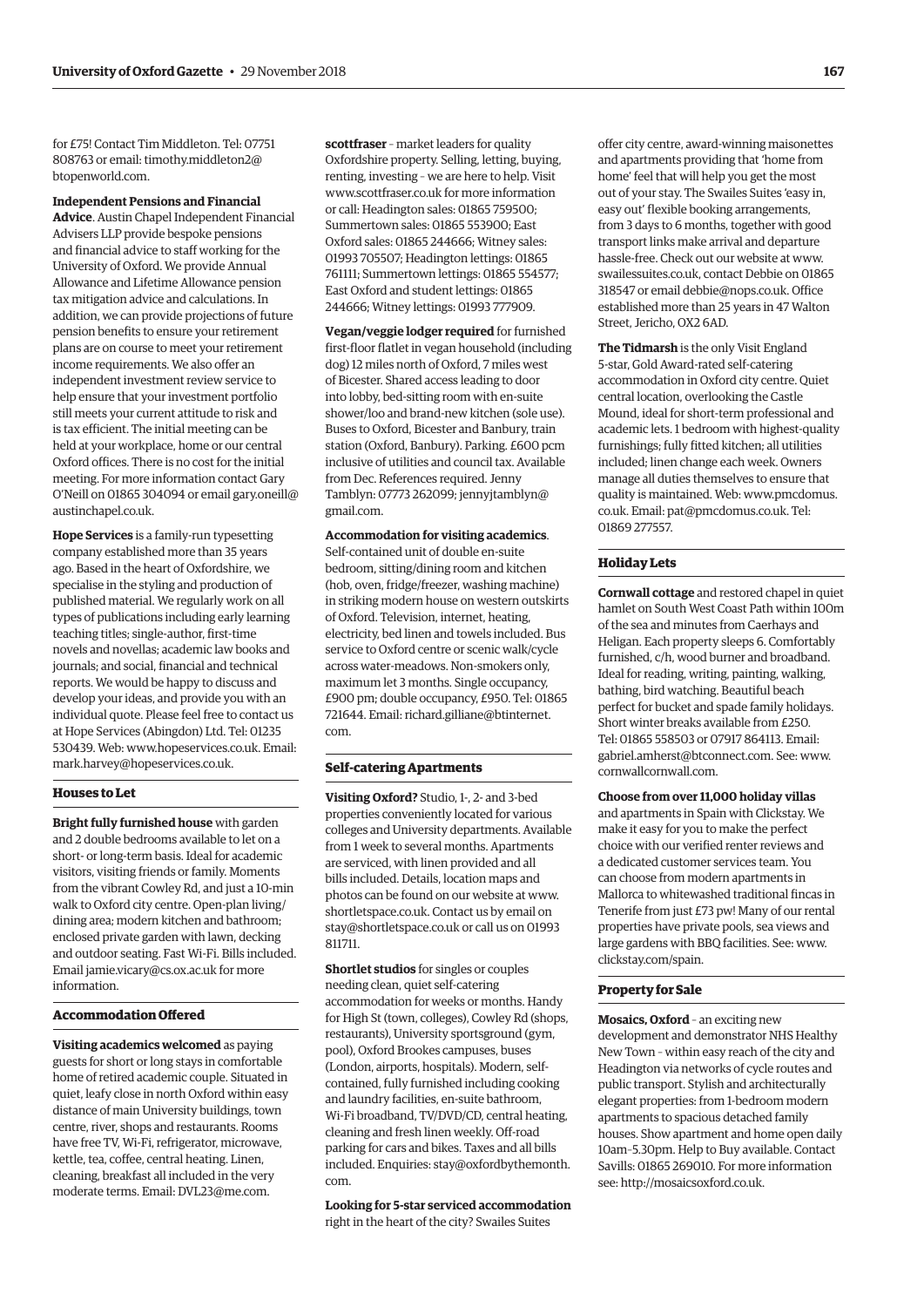for £75! Contact Tim Middleton. Tel: 07751 808763 or email: timothy.middleton2@btopenworld.com.

**Independent Pensions and Financial Advice**. Austin Chapel Independent Financial Advisers LLP provide bespoke pensions and financial advice to staff working for the University of Oxford. We provide Annual Allowance and Lifetime Allowance pension tax mitigation advice and calculations. In addition, we can provide projections of future pension benefits to ensure your retirement plans are on course to meet your retirement income requirements. We also offer an independent investment review service to help ensure that your investment portfolio still meets your current attitude to risk and is tax efficient. The initial meeting can be held at your workplace, home or our central Oxford offices. There is no cost for the initial meeting. For more information contact Gary O'Neill on 01865 304094 or email gary.oneill@austinchapel.co.uk.

**Hope Services** is a family-run typesetting company established more than 35 years ago. Based in the heart of Oxfordshire, we specialise in the styling and production of published material. We regularly work on all types of publications including early learning teaching titles; single-author, first-time novels and novellas; academic law books and journals; and social, financial and technical reports. We would be happy to discuss and develop your ideas, and provide you with an individual quote. Please feel free to contact us at Hope Services (Abingdon) Ltd. Tel: 01235 530439. Web: www.hopeservices.co.uk. Email: mark.harvey@hopeservices.co.uk.

### Houses to Let

**Bright fully furnished house** with garden and 2 double bedrooms available to let on a short- or long-term basis. Ideal for academic visitors, visiting friends or family. Moments from the vibrant Cowley Rd, and just a 10-min walk to Oxford city centre. Open-plan living/dining area; modern kitchen and bathroom; enclosed private garden with lawn, decking and outdoor seating. Fast Wi-Fi. Bills included. Email jamie.vicary@cs.ox.ac.uk for more information.

### Accommodation Offered

**Visiting academics welcomed** as paying guests for short or long stays in comfortable home of retired academic couple. Situated in quiet, leafy close in north Oxford within easy distance of main University buildings, town centre, river, shops and restaurants. Rooms have free TV, Wi-Fi, refrigerator, microwave, kettle, tea, coffee, central heating. Linen, cleaning, breakfast all included in the very moderate terms. Email: DVL23@me.com.

**scottfraser** – market leaders for quality Oxfordshire property. Selling, letting, buying, renting, investing – we are here to help. Visit www.scottfraser.co.uk for more information or call: Headington sales: 01865 759500; Summertown sales: 01865 553900; East Oxford sales: 01865 244666; Witney sales: 01993 705507; Headington lettings: 01865 761111; Summertown lettings: 01865 554577; East Oxford and student lettings: 01865 244666; Witney lettings: 01993 777909.

**Vegan/veggie lodger required** for furnished first-floor flatlet in vegan household (including dog) 12 miles north of Oxford, 7 miles west of Bicester. Shared access leading to door into lobby, bed-sitting room with en-suite shower/loo and brand-new kitchen (sole use). Buses to Oxford, Bicester and Banbury, train station (Oxford, Banbury). Parking. £600 pcm inclusive of utilities and council tax. Available from Dec. References required. Jenny Tamblyn: 07773 262099; jennyjtamblyn@gmail.com.

**Accommodation for visiting academics**. Self-contained unit of double en-suite bedroom, sitting/dining room and kitchen (hob, oven, fridge/freezer, washing machine) in striking modern house on western outskirts of Oxford. Television, internet, heating, electricity, bed linen and towels included. Bus service to Oxford centre or scenic walk/cycle across water-meadows. Non-smokers only, maximum let 3 months. Single occupancy, £900 pm; double occupancy, £950. Tel: 01865 721644. Email: richard.gilliane@btinternet.com.

### Self-catering Apartments

**Visiting Oxford?** Studio, 1-, 2- and 3-bed properties conveniently located for various colleges and University departments. Available from 1 week to several months. Apartments are serviced, with linen provided and all bills included. Details, location maps and photos can be found on our website at www.shortletspace.co.uk. Contact us by email on stay@shortletspace.co.uk or call us on 01993 811711.

**Shortlet studios** for singles or couples needing clean, quiet self-catering accommodation for weeks or months. Handy for High St (town, colleges), Cowley Rd (shops, restaurants), University sportsground (gym, pool), Oxford Brookes campuses, buses (London, airports, hospitals). Modern, self-contained, fully furnished including cooking and laundry facilities, en-suite bathroom, Wi-Fi broadband, TV/DVD/CD, central heating, cleaning and fresh linen weekly. Off-road parking for cars and bikes. Taxes and all bills included. Enquiries: stay@oxfordbythemonth.com.

**Looking for 5-star serviced accommodation** right in the heart of the city? Swailes Suites offer city centre, award-winning maisonettes and apartments providing that 'home from home' feel that will help you get the most out of your stay. The Swailes Suites 'easy in, easy out' flexible booking arrangements, from 3 days to 6 months, together with good transport links make arrival and departure hassle-free. Check out our website at www.swailessuites.co.uk, contact Debbie on 01865 318547 or email debbie@nops.co.uk. Office established more than 25 years in 47 Walton Street, Jericho, OX2 6AD.

**The Tidmarsh** is the only Visit England 5-star, Gold Award-rated self-catering accommodation in Oxford city centre. Quiet central location, overlooking the Castle Mound, ideal for short-term professional and academic lets. 1 bedroom with highest-quality furnishings; fully fitted kitchen; all utilities included; linen change each week. Owners manage all duties themselves to ensure that quality is maintained. Web: www.pmcdomus.co.uk. Email: pat@pmcdomus.co.uk. Tel: 01869 277557.

### Holiday Lets

**Cornwall cottage** and restored chapel in quiet hamlet on South West Coast Path within 100m of the sea and minutes from Caerhays and Heligan. Each property sleeps 6. Comfortably furnished, c/h, wood burner and broadband. Ideal for reading, writing, painting, walking, bathing, bird watching. Beautiful beach perfect for bucket and spade family holidays. Short winter breaks available from £250. Tel: 01865 558503 or 07917 864113. Email: gabriel.amherst@btconnect.com. See: www.cornwallcornwall.com.

**Choose from over 11,000 holiday villas** and apartments in Spain with Clickstay. We make it easy for you to make the perfect choice with our verified renter reviews and a dedicated customer services team. You can choose from modern apartments in Mallorca to whitewashed traditional fincas in Tenerife from just £73 pw! Many of our rental properties have private pools, sea views and large gardens with BBQ facilities. See: www.clickstay.com/spain.

### Property for Sale

**Mosaics, Oxford** – an exciting new development and demonstrator NHS Healthy New Town – within easy reach of the city and Headington via networks of cycle routes and public transport. Stylish and architecturally elegant properties: from 1-bedroom modern apartments to spacious detached family houses. Show apartment and home open daily 10am–5.30pm. Help to Buy available. Contact Savills: 01865 269010. For more information see: http://mosaicsoxford.co.uk.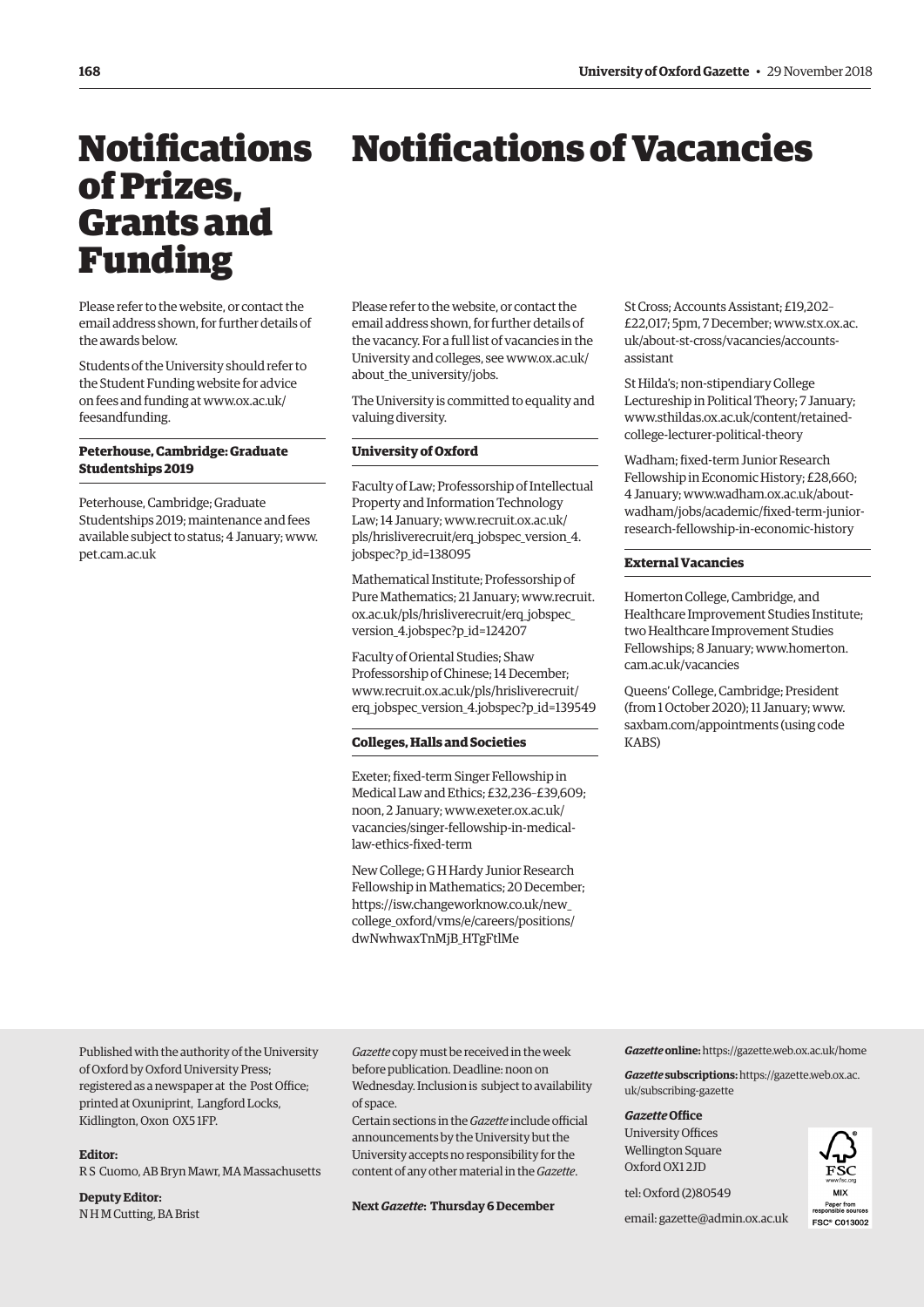# Notifications of Prizes, Grants and Funding

Please refer to the website, or contact the email address shown, for further details of the awards below.

Students of the University should refer to the Student Funding website for advice on fees and funding at www.ox.ac.uk/feesandfunding.

### Peterhouse, Cambridge: Graduate Studentships 2019

Peterhouse, Cambridge; Graduate Studentships 2019; maintenance and fees available subject to status; 4 January; www.pet.cam.ac.uk

# Notifications of Vacancies

Please refer to the website, or contact the email address shown, for further details of the vacancy. For a full list of vacancies in the University and colleges, see www.ox.ac.uk/about_the_university/jobs.

The University is committed to equality and valuing diversity.

### University of Oxford

Faculty of Law; Professorship of Intellectual Property and Information Technology Law; 14 January; www.recruit.ox.ac.uk/pls/hrisliverecruit/erq_jobspec_version_4.jobspec?p_id=138095

Mathematical Institute; Professorship of Pure Mathematics; 21 January; www.recruit.ox.ac.uk/pls/hrisliverecruit/erq_jobspec_version_4.jobspec?p_id=124207

Faculty of Oriental Studies; Shaw Professorship of Chinese; 14 December; www.recruit.ox.ac.uk/pls/hrisliverecruit/erq_jobspec_version_4.jobspec?p_id=139549

### Colleges, Halls and Societies

Exeter; fixed-term Singer Fellowship in Medical Law and Ethics; £32,236–£39,609; noon, 2 January; www.exeter.ox.ac.uk/vacancies/singer-fellowship-in-medical-law-ethics-fixed-term

New College; G H Hardy Junior Research Fellowship in Mathematics; 20 December; https://isw.changeworknow.co.uk/new_college_oxford/vms/e/careers/positions/dwNwhwaxTnMjB_HTgFtlMe

St Cross; Accounts Assistant; £19,202–£22,017; 5pm, 7 December; www.stx.ox.ac.uk/about-st-cross/vacancies/accounts-assistant

St Hilda's; non-stipendiary College Lectureship in Political Theory; 7 January; www.sthildas.ox.ac.uk/content/retained-college-lecturer-political-theory

Wadham; fixed-term Junior Research Fellowship in Economic History; £28,660; 4 January; www.wadham.ox.ac.uk/about-wadham/jobs/academic/fixed-term-junior-research-fellowship-in-economic-history

### External Vacancies

Homerton College, Cambridge, and Healthcare Improvement Studies Institute; two Healthcare Improvement Studies Fellowships; 8 January; www.homerton.cam.ac.uk/vacancies

Queens' College, Cambridge; President (from 1 October 2020); 11 January; www.saxbam.com/appointments (using code KABS)

---

Published with the authority of the University of Oxford by Oxford University Press; registered as a newspaper at the Post Office; printed at Oxuniprint, Langford Locks, Kidlington, Oxon OX5 1FP.

**Editor:**
R S Cuomo, AB Bryn Mawr, MA Massachusetts

**Deputy Editor:**
N H M Cutting, BA Brist

*Gazette* copy must be received in the week before publication. Deadline: noon on Wednesday. Inclusion is subject to availability of space.
Certain sections in the *Gazette* include official announcements by the University but the University accepts no responsibility for the content of any other material in the *Gazette*.

**Next *Gazette*: Thursday 6 December**

***Gazette* online:** https://gazette.web.ox.ac.uk/home

***Gazette* subscriptions:** https://gazette.web.ox.ac.uk/subscribing-gazette

***Gazette* Office**
University Offices
Wellington Square
Oxford OX1 2JD

tel: Oxford (2)80549

email: gazette@admin.ox.ac.uk

FSC www.fsc.org MIX Paper from responsible sources FSC® C013002